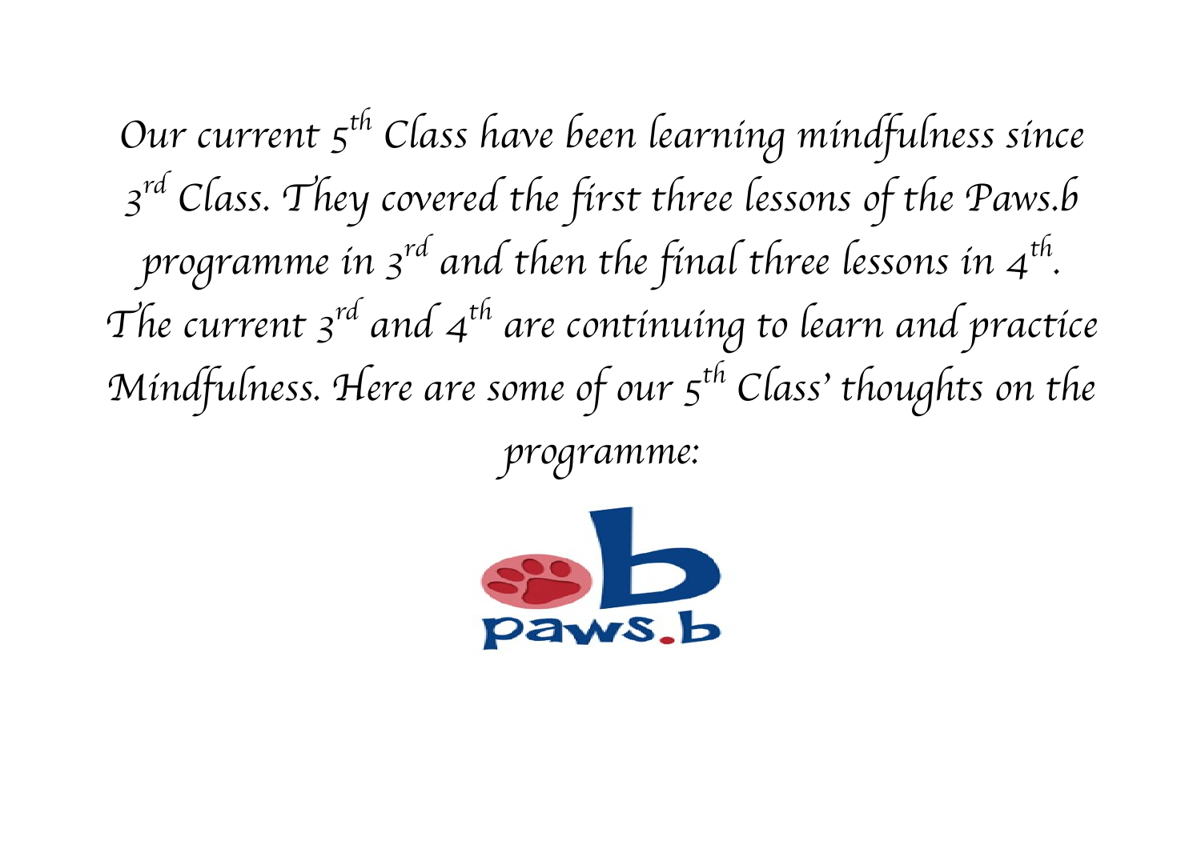*Our current 5th Class have been learning mindfulness since 3rd Class. They covered the first three lessons of the Paws.b programme in 3rd and then the final three lessons in 4th. The current 3rd and 4th are continuing to learn and practice Mindfulness. Here are some of our 5th Class' thoughts on the programme:*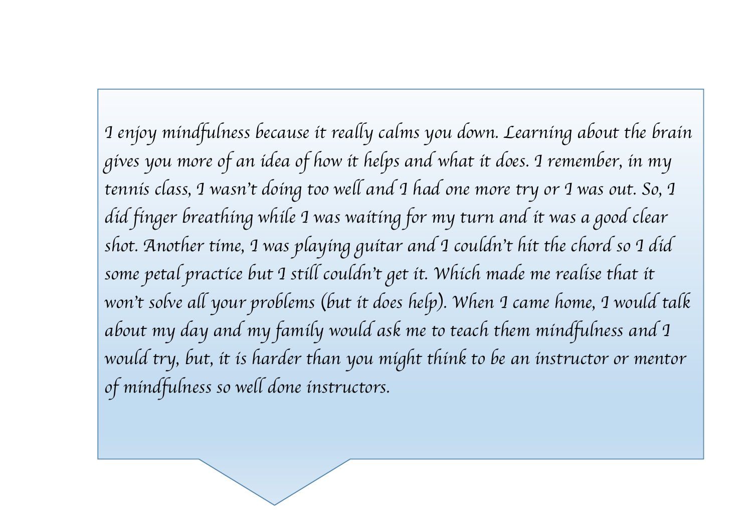*I enjoy mindfulness because it really calms you down. Learning about the brain gives you more of an idea of how it helps and what it does. I remember, in my tennis class, I wasn't doing too well and I had one more try or I was out. So, I did finger breathing while I was waiting for my turn and it was a good clear shot. Another time, I was playing guitar and I couldn't hit the chord so I did some petal practice but I still couldn't get it. Which made me realise that it won't solve all your problems (but it does help). When I came home, I would talk about my day and my family would ask me to teach them mindfulness and I would try, but, it is harder than you might think to be an instructor or mentor of mindfulness so well done instructors.*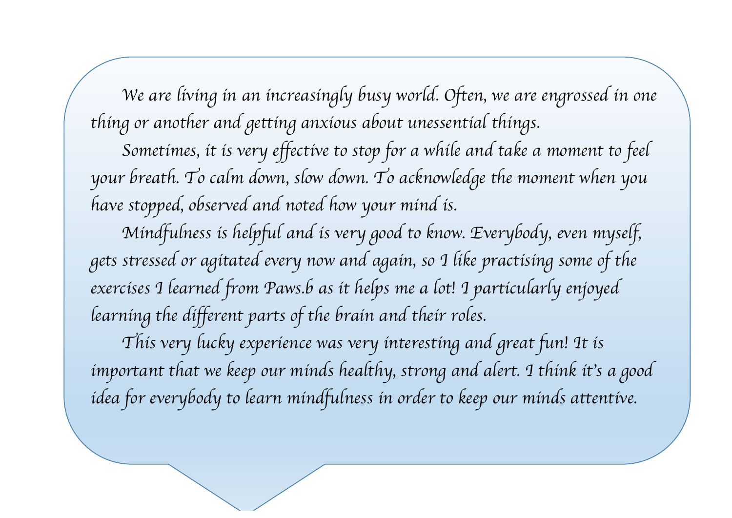We are living in an increasingly busy world. Often, we are engrossed in one thing or another and getting anxious about unessential things.

Sometimes, it is very effective to stop for a while and take a moment to feel your breath. To calm down, slow down. To acknowledge the moment when you have stopped, observed and noted how your mind is.

Mindfulness is helpful and is very good to know. Everybody, even myself, gets stressed or agitated every now and again, so I like practising some of the exercises I learned from Paws.b as it helps me a lot! I particularly enjoyed learning the different parts of the brain and their roles.

This very lucky experience was very interesting and great fun! It is important that we keep our minds healthy, strong and alert. I think it's a good idea for everybody to learn mindfulness in order to keep our minds attentive.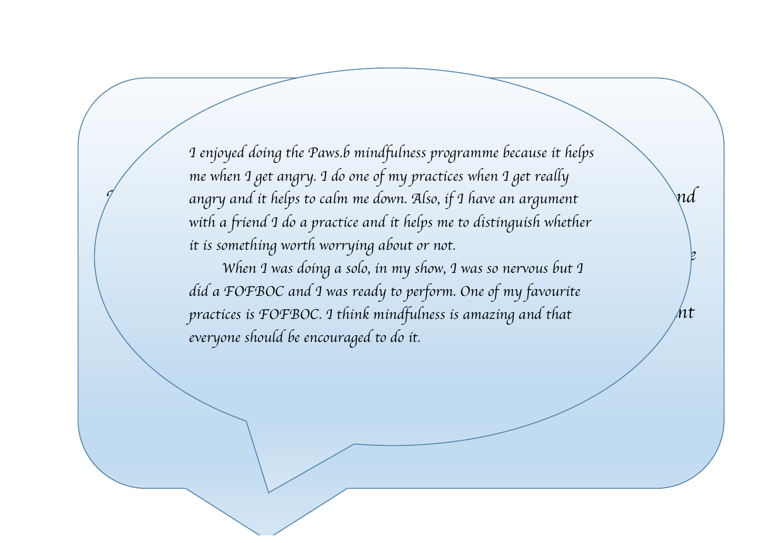I enjoyed doing the Paws.b mindfulness programme because it helps me when I get angry. I do one of my practices when I get really angry and it helps to calm me down. Also, if I have an argument with a friend I do a practice and it helps me to distinguish whether it is something worth worrying about or not.

When I was doing a solo, in my show, I was so nervous but I did a FOFBOC and I was ready to perform. One of my favourite practices is FOFBOC. I think mindfulness is amazing and that everyone should be encouraged to do it.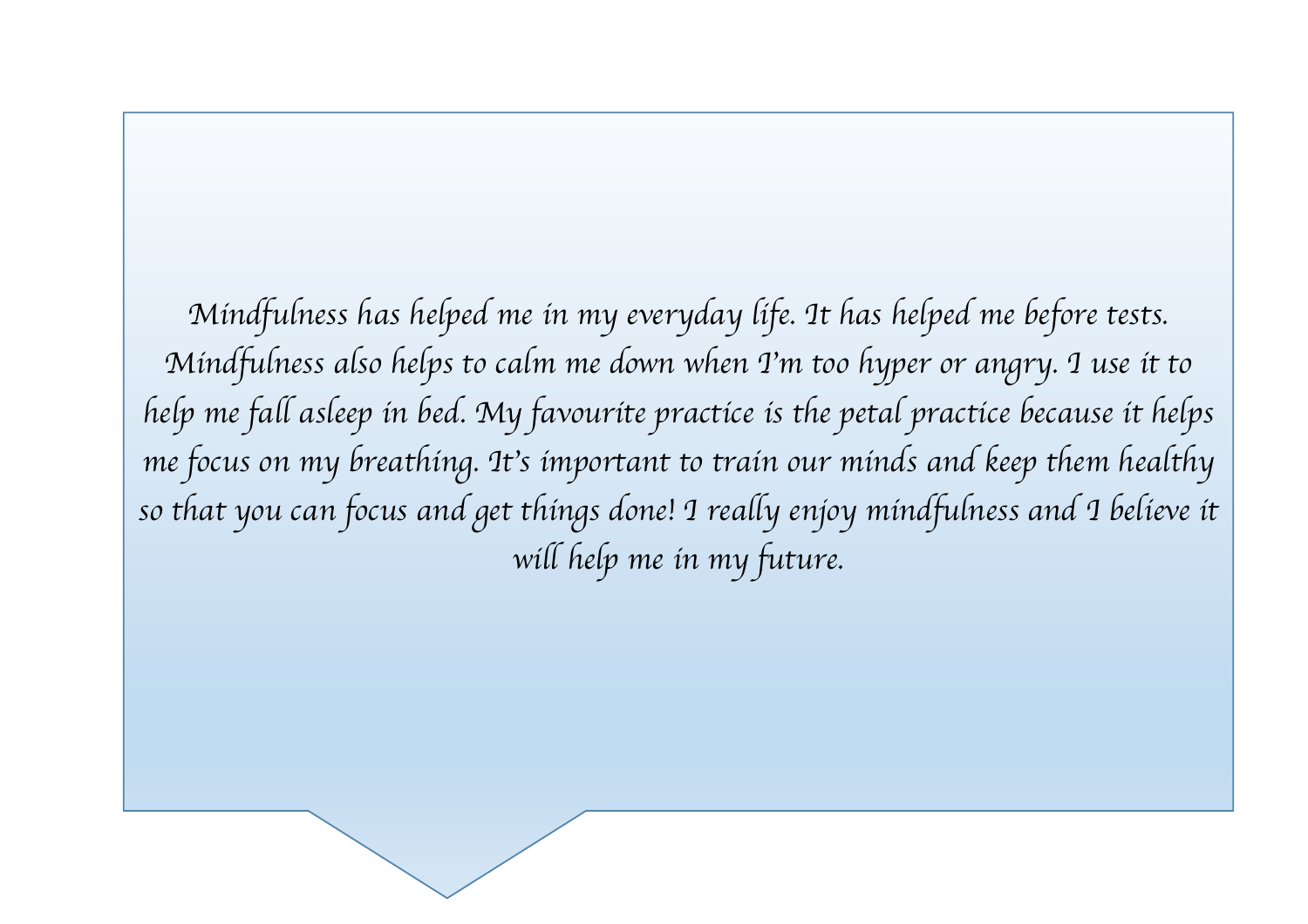*Mindfulness has helped me in my everyday life. It has helped me before tests. Mindfulness also helps to calm me down when I'm too hyper or angry. I use it to help me fall asleep in bed. My favourite practice is the petal practice because it helps me focus on my breathing. It's important to train our minds and keep them healthy so that you can focus and get things done! I really enjoy mindfulness and I believe it will help me in my future.*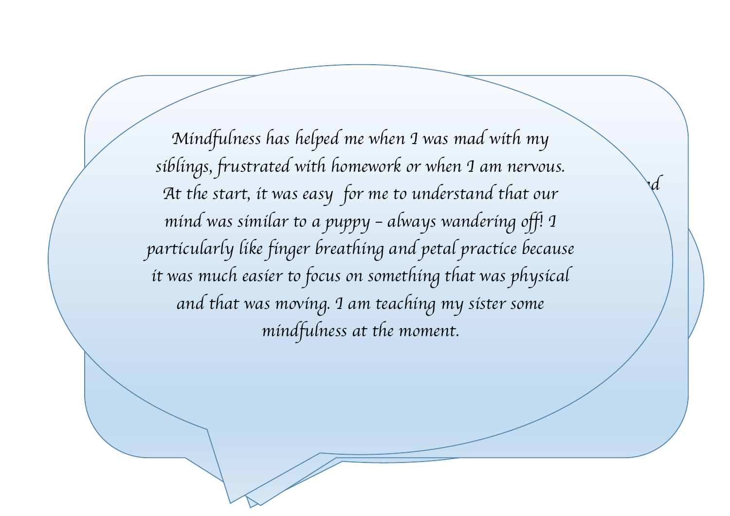Mindfulness has helped me when I was mad with my siblings, frustrated with homework or when I am nervous. At the start, it was easy for me to understand that our mind was similar to a puppy – always wandering off! I particularly like finger breathing and petal practice because it was much easier to focus on something that was physical and that was moving. I am teaching my sister some mindfulness at the moment.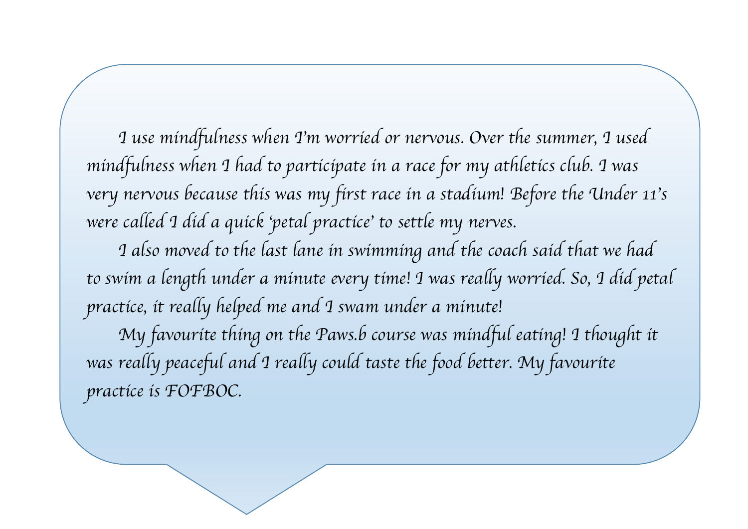I use mindfulness when I'm worried or nervous. Over the summer, I used mindfulness when I had to participate in a race for my athletics club. I was very nervous because this was my first race in a stadium! Before the Under 11's were called I did a quick 'petal practice' to settle my nerves.

I also moved to the last lane in swimming and the coach said that we had to swim a length under a minute every time! I was really worried. So, I did petal practice, it really helped me and I swam under a minute!

My favourite thing on the Paws.b course was mindful eating! I thought it was really peaceful and I really could taste the food better. My favourite practice is FOFBOC.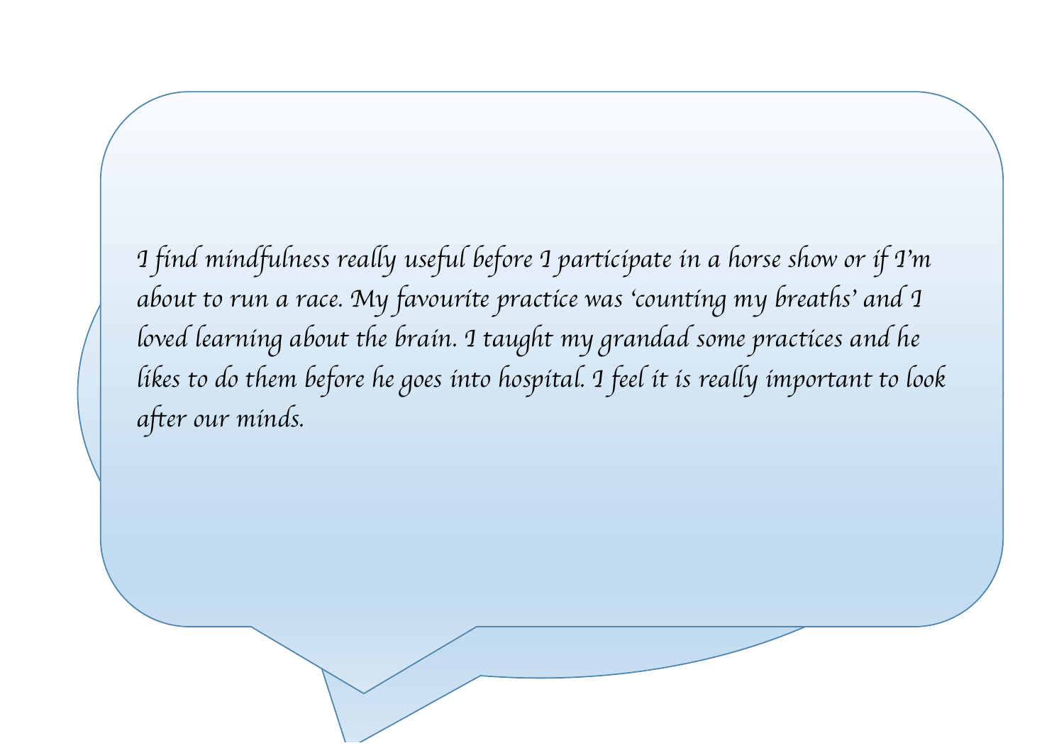*I find mindfulness really useful before I participate in a horse show or if I'm about to run a race. My favourite practice was 'counting my breaths' and I loved learning about the brain. I taught my grandad some practices and he likes to do them before he goes into hospital. I feel it is really important to look after our minds.*